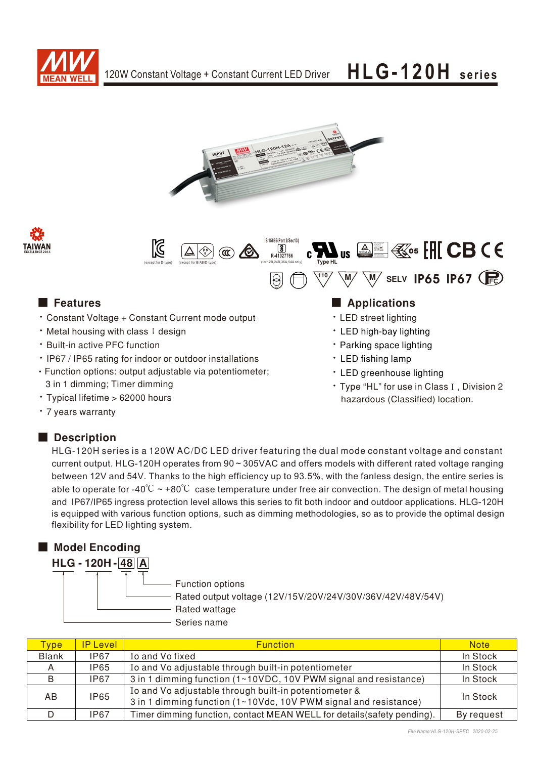# 120W Constant Voltage + Constant Current LED Driver HLG-120H series

## Features

- Constant Voltage + Constant Current mode output
- Metal housing with class Ⅰ design
- Built-in active PFC function
- IP67 / IP65 rating for indoor or outdoor installations
- Function options: output adjustable via potentiometer; 3 in 1 dimming; Timer dimming
- Typical lifetime > 62000 hours
- 7 years warranty

## Applications

- LED street lighting
- LED high-bay lighting
- Parking space lighting
- LED fishing lamp
- LED greenhouse lighting
- Type "HL" for use in Class Ⅰ, Division 2 hazardous (Classified) location.

## Description

HLG-120H series is a 120W AC/DC LED driver featuring the dual mode constant voltage and constant current output. HLG-120H operates from 90 ~ 305VAC and offers models with different rated voltage ranging between 12V and 54V. Thanks to the high efficiency up to 93.5%, with the fanless design, the entire series is able to operate for -40℃ ~ +80℃ case temperature under free air convection. The design of metal housing and IP67/IP65 ingress protection level allows this series to fit both indoor and outdoor applications. HLG-120H is equipped with various function options, such as dimming methodologies, so as to provide the optimal design flexibility for LED lighting system.

## Model Encoding

**HLG - 120H - 48 A**

- A: Function options
- 48: Rated output voltage (12V/15V/20V/24V/30V/36V/42V/48V/54V)
- 120H: Rated wattage
- HLG: Series name

| Type | IP Level | Function | Note |
|---|---|---|---|
| Blank | IP67 | Io and Vo fixed | In Stock |
| A | IP65 | Io and Vo adjustable through built-in potentiometer | In Stock |
| B | IP67 | 3 in 1 dimming function (1~10VDC, 10V PWM signal and resistance) | In Stock |
| AB | IP65 | Io and Vo adjustable through built-in potentiometer & 3 in 1 dimming function (1~10Vdc, 10V PWM signal and resistance) | In Stock |
| D | IP67 | Timer dimming function, contact MEAN WELL for details(safety pending). | By request |

File Name:HLG-120H-SPEC 2020-02-25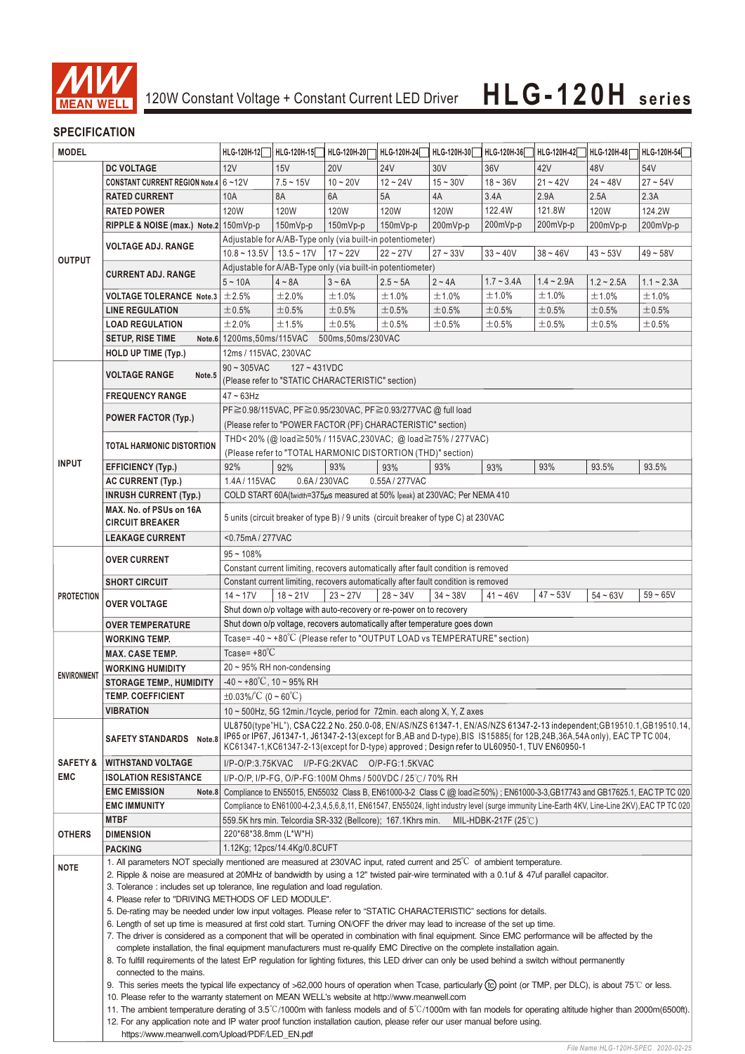# 120W Constant Voltage + Constant Current LED Driver **HLG-120H series**

## SPECIFICATION

| MODEL | | HLG-120H-12 | HLG-120H-15 | HLG-120H-20 | HLG-120H-24 | HLG-120H-30 | HLG-120H-36 | HLG-120H-42 | HLG-120H-48 | HLG-120H-54 |
|---|---|---|---|---|---|---|---|---|---|---|
| OUTPUT | DC VOLTAGE | 12V | 15V | 20V | 24V | 30V | 36V | 42V | 48V | 54V |
| | CONSTANT CURRENT REGION Note.4 | 6 ~ 12V | 7.5 ~ 15V | 10 ~ 20V | 12 ~ 24V | 15 ~ 30V | 18 ~ 36V | 21 ~ 42V | 24 ~ 48V | 27 ~ 54V |
| | RATED CURRENT | 10A | 8A | 6A | 5A | 4A | 3.4A | 2.9A | 2.5A | 2.3A |
| | RATED POWER | 120W | 120W | 120W | 120W | 120W | 122.4W | 121.8W | 120W | 124.2W |
| | RIPPLE & NOISE (max.) Note.2 | 150mVp-p | 150mVp-p | 150mVp-p | 150mVp-p | 200mVp-p | 200mVp-p | 200mVp-p | 200mVp-p | 200mVp-p |
| | VOLTAGE ADJ. RANGE | Adjustable for A/AB-Type only (via built-in potentiometer) | | | | | | | | |
| | | 10.8 ~ 13.5V | 13.5 ~ 17V | 17 ~ 22V | 22 ~ 27V | 27 ~ 33V | 33 ~ 40V | 38 ~ 46V | 43 ~ 53V | 49 ~ 58V |
| | CURRENT ADJ. RANGE | Adjustable for A/AB-Type only (via built-in potentiometer) | | | | | | | | |
| | | 5 ~ 10A | 4 ~ 8A | 3 ~ 6A | 2.5 ~ 5A | 2 ~ 4A | 1.7 ~ 3.4A | 1.4 ~ 2.9A | 1.2 ~ 2.5A | 1.1 ~ 2.3A |
| | VOLTAGE TOLERANCE Note.3 | ±2.5% | ±2.0% | ±1.0% | ±1.0% | ±1.0% | ±1.0% | ±1.0% | ±1.0% | ±1.0% |
| | LINE REGULATION | ±0.5% | ±0.5% | ±0.5% | ±0.5% | ±0.5% | ±0.5% | ±0.5% | ±0.5% | ±0.5% |
| | LOAD REGULATION | ±2.0% | ±1.5% | ±0.5% | ±0.5% | ±0.5% | ±0.5% | ±0.5% | ±0.5% | ±0.5% |
| | SETUP, RISE TIME Note.6 | 1200ms,50ms/115VAC 500ms,50ms/230VAC | | | | | | | | |
| | HOLD UP TIME (Typ.) | 12ms / 115VAC, 230VAC | | | | | | | | |
| INPUT | VOLTAGE RANGE Note.5 | 90 ~ 305VAC 127 ~ 431VDC (Please refer to "STATIC CHARACTERISTIC" section) | | | | | | | | |
| | FREQUENCY RANGE | 47 ~ 63Hz | | | | | | | | |
| | POWER FACTOR (Typ.) | PF≧0.98/115VAC, PF≧0.95/230VAC, PF≧0.93/277VAC @ full load (Please refer to "POWER FACTOR (PF) CHARACTERISTIC" section) | | | | | | | | |
| | TOTAL HARMONIC DISTORTION | THD< 20% (@ load≧50% / 115VAC,230VAC; @ load≧75% / 277VAC) (Please refer to "TOTAL HARMONIC DISTORTION (THD)" section) | | | | | | | | |
| | EFFICIENCY (Typ.) | 92% | 92% | 93% | 93% | 93% | 93% | 93% | 93.5% | 93.5% |
| | AC CURRENT (Typ.) | 1.4A / 115VAC 0.6A / 230VAC 0.55A / 277VAC | | | | | | | | |
| | INRUSH CURRENT (Typ.) | COLD START 60A(twidth=375μs measured at 50% Ipeak) at 230VAC; Per NEMA 410 | | | | | | | | |
| | MAX. No. of PSUs on 16A CIRCUIT BREAKER | 5 units (circuit breaker of type B) / 9 units (circuit breaker of type C) at 230VAC | | | | | | | | |
| | LEAKAGE CURRENT | <0.75mA / 277VAC | | | | | | | | |
| PROTECTION | OVER CURRENT | 95 ~ 108% Constant current limiting, recovers automatically after fault condition is removed | | | | | | | | |
| | SHORT CIRCUIT | Constant current limiting, recovers automatically after fault condition is removed | | | | | | | | |
| | OVER VOLTAGE | 14 ~ 17V | 18 ~ 21V | 23 ~ 27V | 28 ~ 34V | 34 ~ 38V | 41 ~ 46V | 47 ~ 53V | 54 ~ 63V | 59 ~ 65V |
| | | Shut down o/p voltage with auto-recovery or re-power on to recovery | | | | | | | | |
| | OVER TEMPERATURE | Shut down o/p voltage, recovers automatically after temperature goes down | | | | | | | | |
| ENVIRONMENT | WORKING TEMP. | Tcase= -40 ~ +80℃ (Please refer to "OUTPUT LOAD vs TEMPERATURE" section) | | | | | | | | |
| | MAX. CASE TEMP. | Tcase= +80℃ | | | | | | | | |
| | WORKING HUMIDITY | 20 ~ 95% RH non-condensing | | | | | | | | |
| | STORAGE TEMP., HUMIDITY | -40 ~ +80℃, 10 ~ 95% RH | | | | | | | | |
| | TEMP. COEFFICIENT | ±0.03%/℃ (0 ~ 60℃) | | | | | | | | |
| | VIBRATION | 10 ~ 500Hz, 5G 12min./1cycle, period for 72min. each along X, Y, Z axes | | | | | | | | |
| SAFETY & EMC | SAFETY STANDARDS Note.8 | UL8750(type"HL"), CSA C22.2 No. 250.0-08, EN/AS/NZS 61347-1, EN/AS/NZS 61347-2-13 independent;GB19510.1,GB19510.14, IP65 or IP67, J61347-1, J61347-2-13(except for B,AB and D-type),BIS IS15885( for 12B,24B,36A,54A only), EAC TP TC 004, KC61347-1,KC61347-2-13(except for D-type) approved ; Design refer to UL60950-1, TUV EN60950-1 | | | | | | | | |
| | WITHSTAND VOLTAGE | I/P-O/P:3.75KVAC I/P-FG:2KVAC O/P-FG:1.5KVAC | | | | | | | | |
| | ISOLATION RESISTANCE | I/P-O/P, I/P-FG, O/P-FG:100M Ohms / 500VDC / 25℃/ 70% RH | | | | | | | | |
| | EMC EMISSION Note.8 | Compliance to EN55015, EN55032 Class B, EN61000-3-2 Class C (@ load≧50%) ; EN61000-3-3,GB17743 and GB17625.1, EAC TP TC 020 | | | | | | | | |
| | EMC IMMUNITY | Compliance to EN61000-4-2,3,4,5,6,8,11, EN61547, EN55024, light industry level (surge immunity Line-Earth 4KV, Line-Line 2KV),EAC TP TC 020 | | | | | | | | |
| OTHERS | MTBF | 559.5K hrs min. Telcordia SR-332 (Bellcore); 167.1Khrs min. MIL-HDBK-217F (25℃) | | | | | | | | |
| | DIMENSION | 220*68*38.8mm (L*W*H) | | | | | | | | |
| | PACKING | 1.12Kg; 12pcs/14.4Kg/0.8CUFT | | | | | | | | |

**NOTE**

1. All parameters NOT specially mentioned are measured at 230VAC input, rated current and 25℃ of ambient temperature.
2. Ripple & noise are measured at 20MHz of bandwidth by using a 12" twisted pair-wire terminated with a 0.1uf & 47uf parallel capacitor.
3. Tolerance : includes set up tolerance, line regulation and load regulation.
4. Please refer to "DRIVING METHODS OF LED MODULE".
5. De-rating may be needed under low input voltages. Please refer to "STATIC CHARACTERISTIC" sections for details.
6. Length of set up time is measured at first cold start. Turning ON/OFF the driver may lead to increase of the set up time.
7. The driver is considered as a component that will be operated in combination with final equipment. Since EMC performance will be affected by the complete installation, the final equipment manufacturers must re-qualify EMC Directive on the complete installation again.
8. To fulfill requirements of the latest ErP regulation for lighting fixtures, this LED driver can only be used behind a switch without permanently connected to the mains.
9. This series meets the typical life expectancy of >62,000 hours of operation when Tcase, particularly (tc) point (or TMP, per DLC), is about 75℃ or less.
10. Please refer to the warranty statement on MEAN WELL's website at http://www.meanwell.com
11. The ambient temperature derating of 3.5℃/1000m with fanless models and of 5℃/1000m with fan models for operating altitude higher than 2000m(6500ft).
12. For any application note and IP water proof function installation caution, please refer our user manual before using. https://www.meanwell.com/Upload/PDF/LED_EN.pdf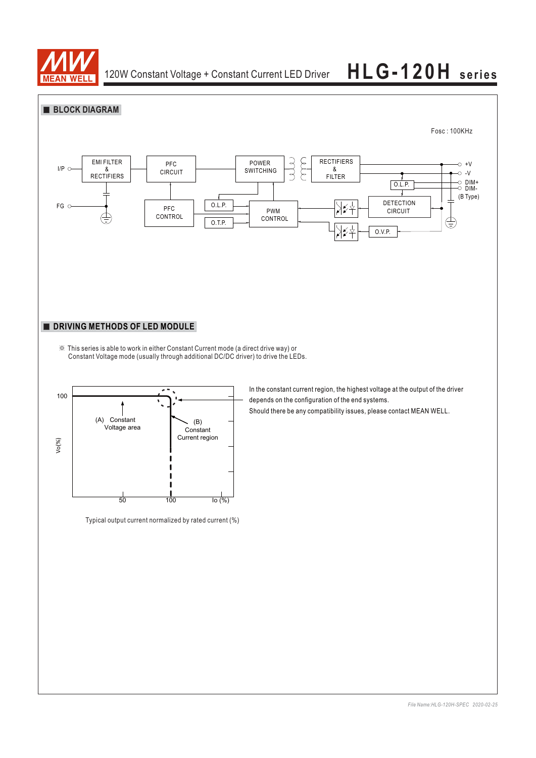## BLOCK DIAGRAM

Fosc : 100KHz

I/P — EMI FILTER & RECTIFIERS — PFC CIRCUIT — POWER SWITCHING — RECTIFIERS & FILTER — +V / -V

FG

PFC CONTROL

O.L.P.

O.T.P.

PWM CONTROL

O.L.P.

DIM+ / DIM- (B Type)

DETECTION CIRCUIT

O.V.P.

## DRIVING METHODS OF LED MODULE

※ This series is able to work in either Constant Current mode (a direct drive way) or Constant Voltage mode (usually through additional DC/DC driver) to drive the LEDs.

Vo(%) — 100

(A) Constant Voltage area

(B) Constant Current region

50 100 Io (%)

Typical output current normalized by rated current (%)

In the constant current region, the highest voltage at the output of the driver depends on the configuration of the end systems.

Should there be any compatibility issues, please contact MEAN WELL.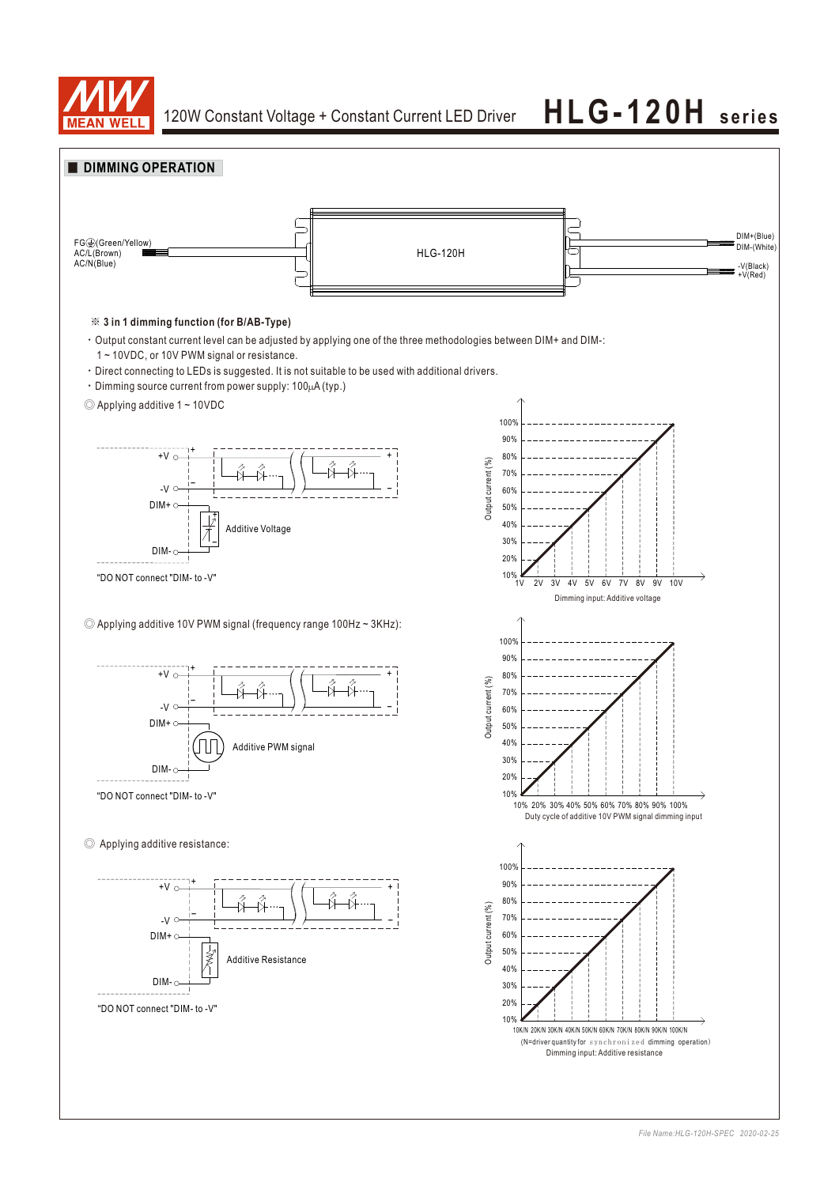## ■ DIMMING OPERATION

FG⏚(Green/Yellow)
AC/L(Brown)
AC/N(Blue)

HLG-120H

DIM+(Blue)
DIM-(White)
-V(Black)
+V(Red)

※ **3 in 1 dimming function (for B/AB-Type)**

- Output constant current level can be adjusted by applying one of the three methodologies between DIM+ and DIM-: 1 ~ 10VDC, or 10V PWM signal or resistance.
- Direct connecting to LEDs is suggested. It is not suitable to be used with additional drivers.
- Dimming source current from power supply: 100μA (typ.)

◎ Applying additive 1 ~ 10VDC

+V, -V, DIM+, DIM-, Additive Voltage

"DO NOT connect "DIM- to -V"

Output current (%): 10%–100% vs. Dimming input: Additive voltage (1V–10V)

◎ Applying additive 10V PWM signal (frequency range 100Hz ~ 3KHz):

+V, -V, DIM+, DIM-, Additive PWM signal

"DO NOT connect "DIM- to -V"

Output current (%): 10%–100% vs. Duty cycle of additive 10V PWM signal dimming input (10%–100%)

◎ Applying additive resistance:

+V, -V, DIM+, DIM-, Additive Resistance

"DO NOT connect "DIM- to -V"

Output current (%): 10%–100% vs. 10K/N 20K/N 30K/N 40K/N 50K/N 60K/N 70K/N 80K/N 90K/N 100K/N

(N=driver quantity for synchronized dimming operation)

Dimming input: Additive resistance

*File Name:HLG-120H-SPEC 2020-02-25*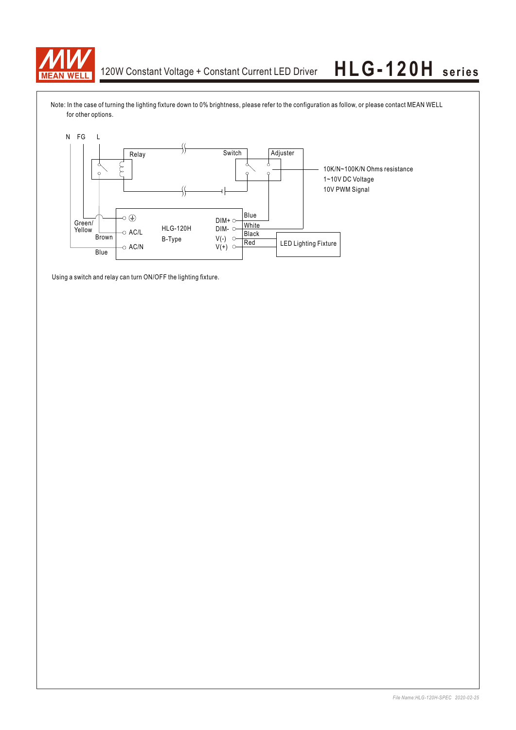Note: In the case of turning the lighting fixture down to 0% brightness, please refer to the configuration as follow, or please contact MEAN WELL for other options.

N FG L

Relay

Switch

Adjuster

10K/N~100K/N Ohms resistance
1~10V DC Voltage
10V PWM Signal

Green/ Yellow

Brown

Blue

AC/L

AC/N

HLG-120H
B-Type

DIM+
DIM-
V(-)
V(+)

Blue
White
Black
Red

LED Lighting Fixture

Using a switch and relay can turn ON/OFF the lighting fixture.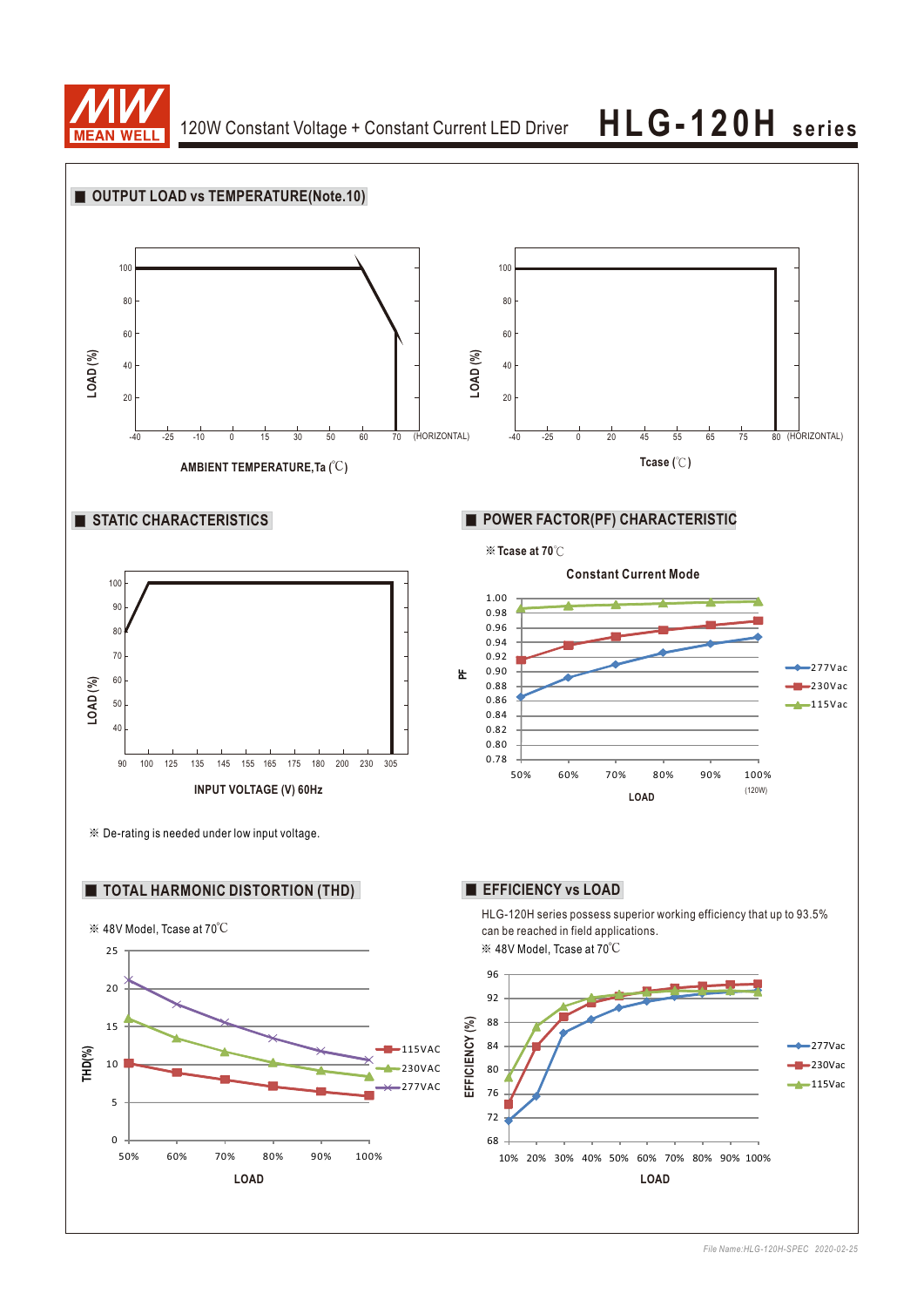## OUTPUT LOAD vs TEMPERATURE(Note.10)

LOAD (%)

100, 80, 60, 40, 20

-40 -25 -10 0 15 30 50 60 70 (HORIZONTAL)

AMBIENT TEMPERATURE,Ta (℃)

LOAD (%)

100, 80, 60, 40, 20

-40 -25 0 20 45 55 65 75 80 (HORIZONTAL)

Tcase (℃)

## STATIC CHARACTERISTICS

LOAD (%)

100, 90, 80, 70, 60, 50, 40

90 100 125 135 145 155 165 175 180 200 230 305

INPUT VOLTAGE (V) 60Hz

※ De-rating is needed under low input voltage.

## POWER FACTOR(PF) CHARACTERISTIC

※ Tcase at 70℃

Constant Current Mode

PF

1.00, 0.98, 0.96, 0.94, 0.92, 0.90, 0.88, 0.86, 0.84, 0.82, 0.80, 0.78

50% 60% 70% 80% 90% 100% (120W)

LOAD

277Vac, 230Vac, 115Vac

## TOTAL HARMONIC DISTORTION (THD)

※ 48V Model, Tcase at 70℃

THD(%)

25, 20, 15, 10, 5, 0

50% 60% 70% 80% 90% 100%

LOAD

115VAC, 230VAC, 277VAC

## EFFICIENCY vs LOAD

HLG-120H series possess superior working efficiency that up to 93.5% can be reached in field applications.

※ 48V Model, Tcase at 70℃

EFFICIENCY (%)

96, 92, 88, 84, 80, 76, 72, 68

10% 20% 30% 40% 50% 60% 70% 80% 90% 100%

LOAD

277Vac, 230Vac, 115Vac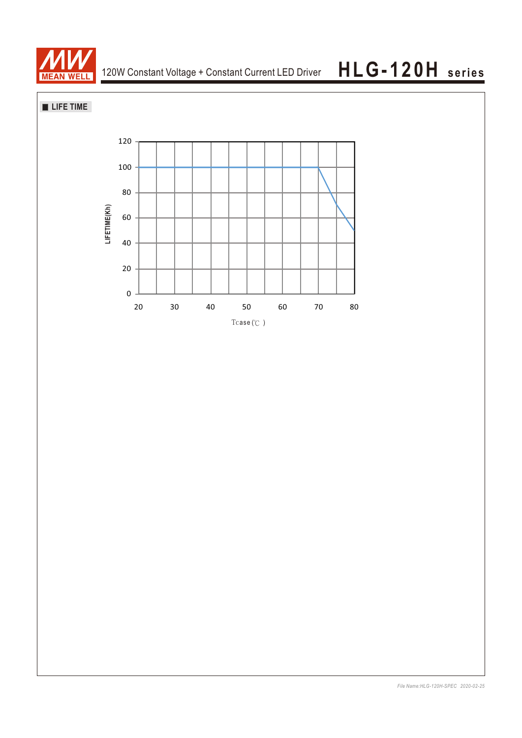## ■ LIFE TIME

LIFETIME(Kh)

120
100
80
60
40
20
0

20 30 40 50 60 70 80

Tcase (℃ )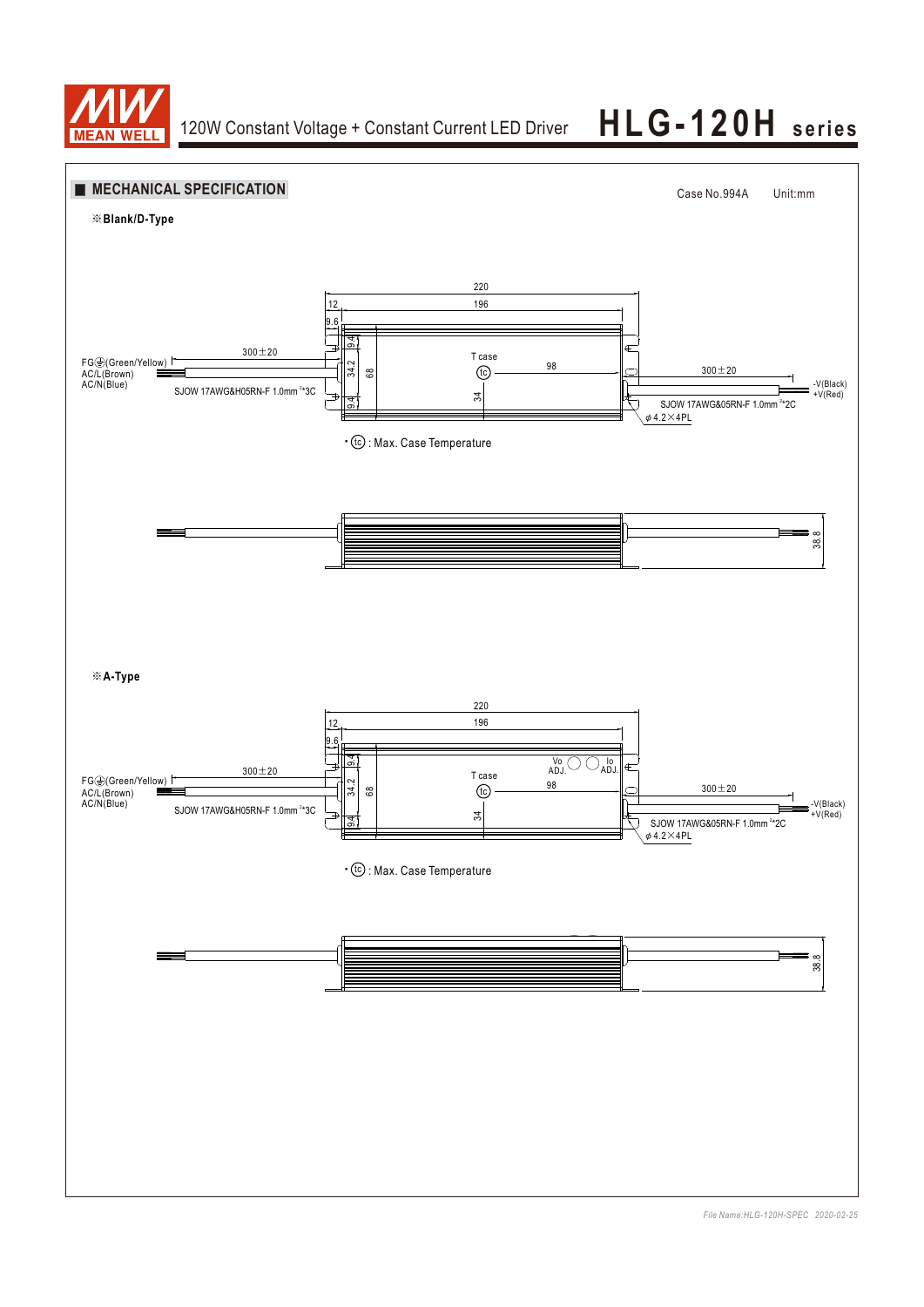## MECHANICAL SPECIFICATION

Case No.994A Unit:mm

※Blank/D-Type

220

12

196

9.6

9.4

34.2

68

9.4

FG⏚(Green/Yellow)
AC/L(Brown)
AC/N(Blue)

300±20

SJOW 17AWG&H05RN-F 1.0mm²*3C

T case

tc

98

34

300±20

-V(Black)
+V(Red)

SJOW 17AWG&05RN-F 1.0mm²*2C

φ4.2×4PL

• tc : Max. Case Temperature

38.8

※A-Type

220

12

196

9.6

9.4

34.2

68

9.4

Vo ADJ.

Io ADJ.

FG⏚(Green/Yellow)
AC/L(Brown)
AC/N(Blue)

300±20

SJOW 17AWG&H05RN-F 1.0mm²*3C

T case

tc

98

34

300±20

-V(Black)
+V(Red)

SJOW 17AWG&05RN-F 1.0mm²*2C

φ4.2×4PL

• tc : Max. Case Temperature

38.8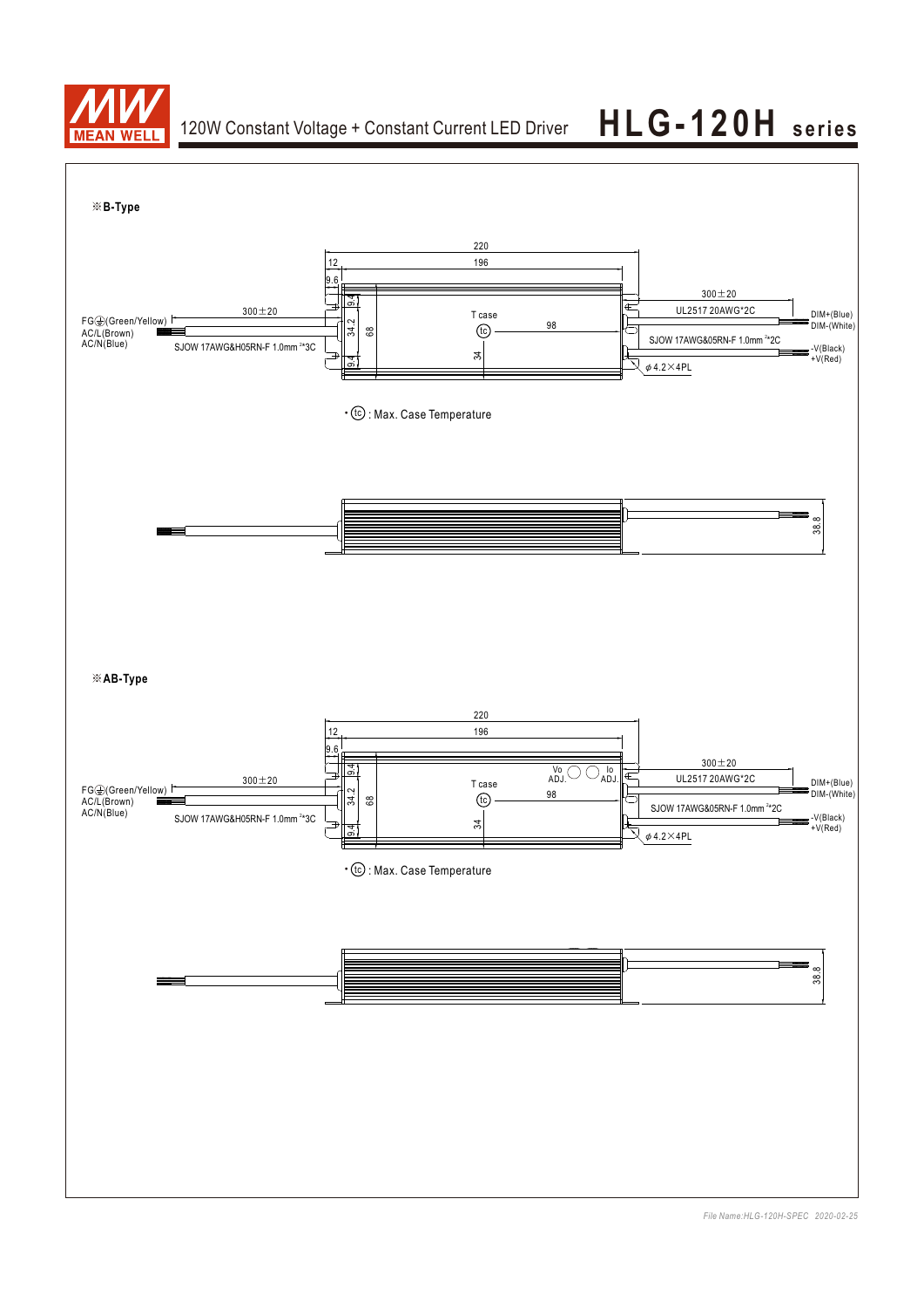※**B-Type**

220

12 196

9.6

300±20

FG⏚(Green/Yellow)
AC/L(Brown)
AC/N(Blue)

SJOW 17AWG&H05RN-F 1.0mm²*3C

9.4 34.2 68 9.4

T case

tc

34

98

300±20

UL2517 20AWG*2C

DIM+(Blue)
DIM-(White)

SJOW 17AWG&05RN-F 1.0mm²*2C

-V(Black)
+V(Red)

φ4.2×4PL

• tc : Max. Case Temperature

38.8

※**AB-Type**

220

12 196

9.6

300±20

FG⏚(Green/Yellow)
AC/L(Brown)
AC/N(Blue)

SJOW 17AWG&H05RN-F 1.0mm²*3C

9.4 34.2 68 9.4

T case

tc

34

Vo ADJ. Io ADJ.

98

300±20

UL2517 20AWG*2C

DIM+(Blue)
DIM-(White)

SJOW 17AWG&05RN-F 1.0mm²*2C

-V(Black)
+V(Red)

φ4.2×4PL

• tc : Max. Case Temperature

38.8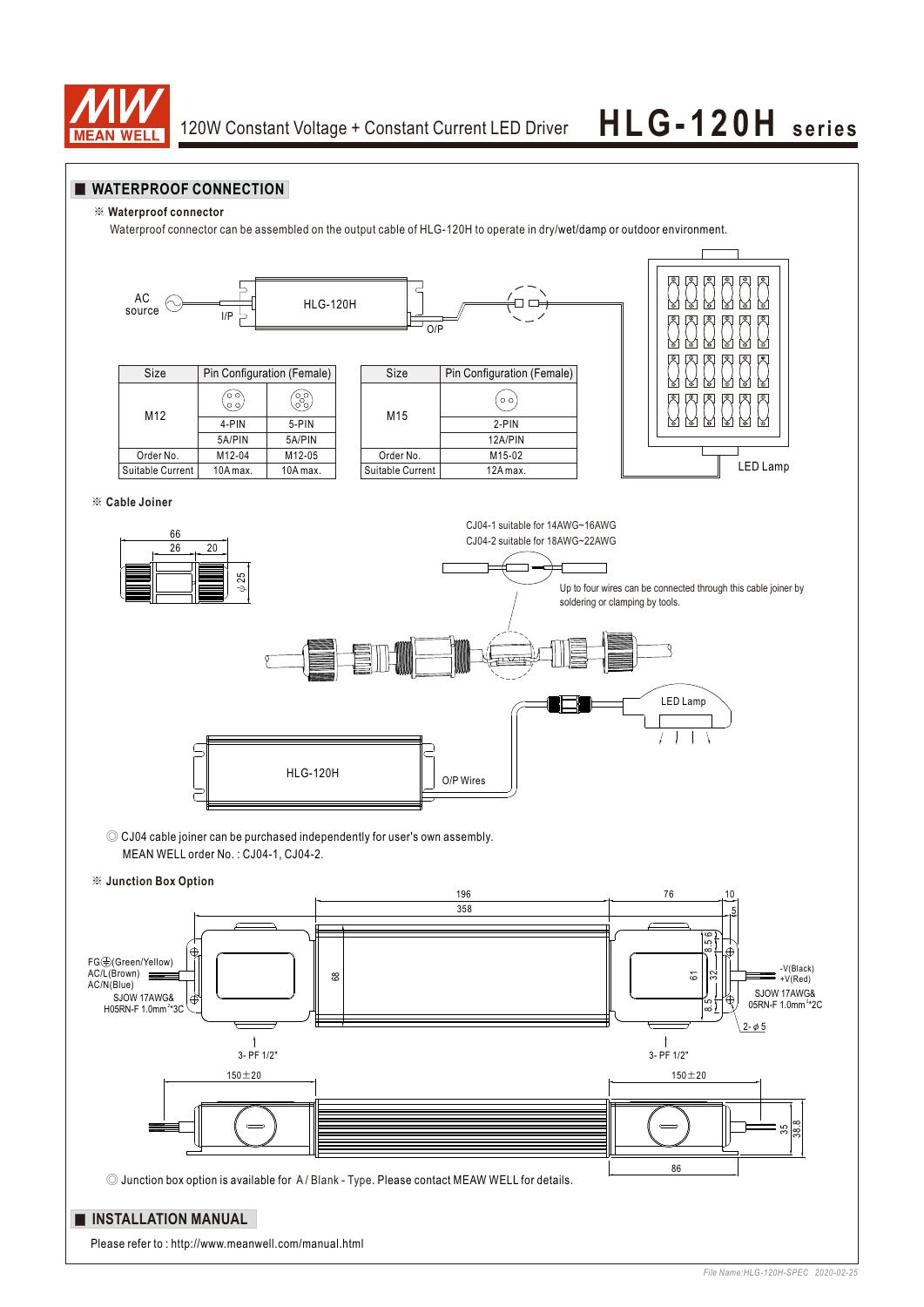## WATERPROOF CONNECTION

※ **Waterproof connector**

Waterproof connector can be assembled on the output cable of HLG-120H to operate in dry/wet/damp or outdoor environment.

AC source

I/P

HLG-120H

O/P

LED Lamp

| Size | Pin Configuration (Female) | |
|---|---|---|
| M12 | 4-PIN | 5-PIN |
| | 5A/PIN | 5A/PIN |
| Order No. | M12-04 | M12-05 |
| Suitable Current | 10A max. | 10A max. |

| Size | Pin Configuration (Female) |
|---|---|
| M15 | 2-PIN |
| | 12A/PIN |
| Order No. | M15-02 |
| Suitable Current | 12A max. |

※ **Cable Joiner**

66
26
20
φ 25

CJ04-1 suitable for 14AWG~16AWG
CJ04-2 suitable for 18AWG~22AWG

Up to four wires can be connected through this cable joiner by soldering or clamping by tools.

LED Lamp

HLG-120H

O/P Wires

◎ CJ04 cable joiner can be purchased independently for user's own assembly. MEAN WELL order No. : CJ04-1, CJ04-2.

※ **Junction Box Option**

196
358
76
10
5
8.5
6
68
61
32
8.5

FG⏚(Green/Yellow)
AC/L(Brown)
AC/N(Blue)
SJOW 17AWG&
H05RN-F 1.0mm²*3C

-V(Black)
+V(Red)
SJOW 17AWG&
05RN-F 1.0mm²*2C

2-φ5

3- PF 1/2"
3- PF 1/2"

150±20
150±20
35
38.8
86

◎ Junction box option is available for A / Blank - Type. Please contact MEAW WELL for details.

## INSTALLATION MANUAL

Please refer to : http://www.meanwell.com/manual.html